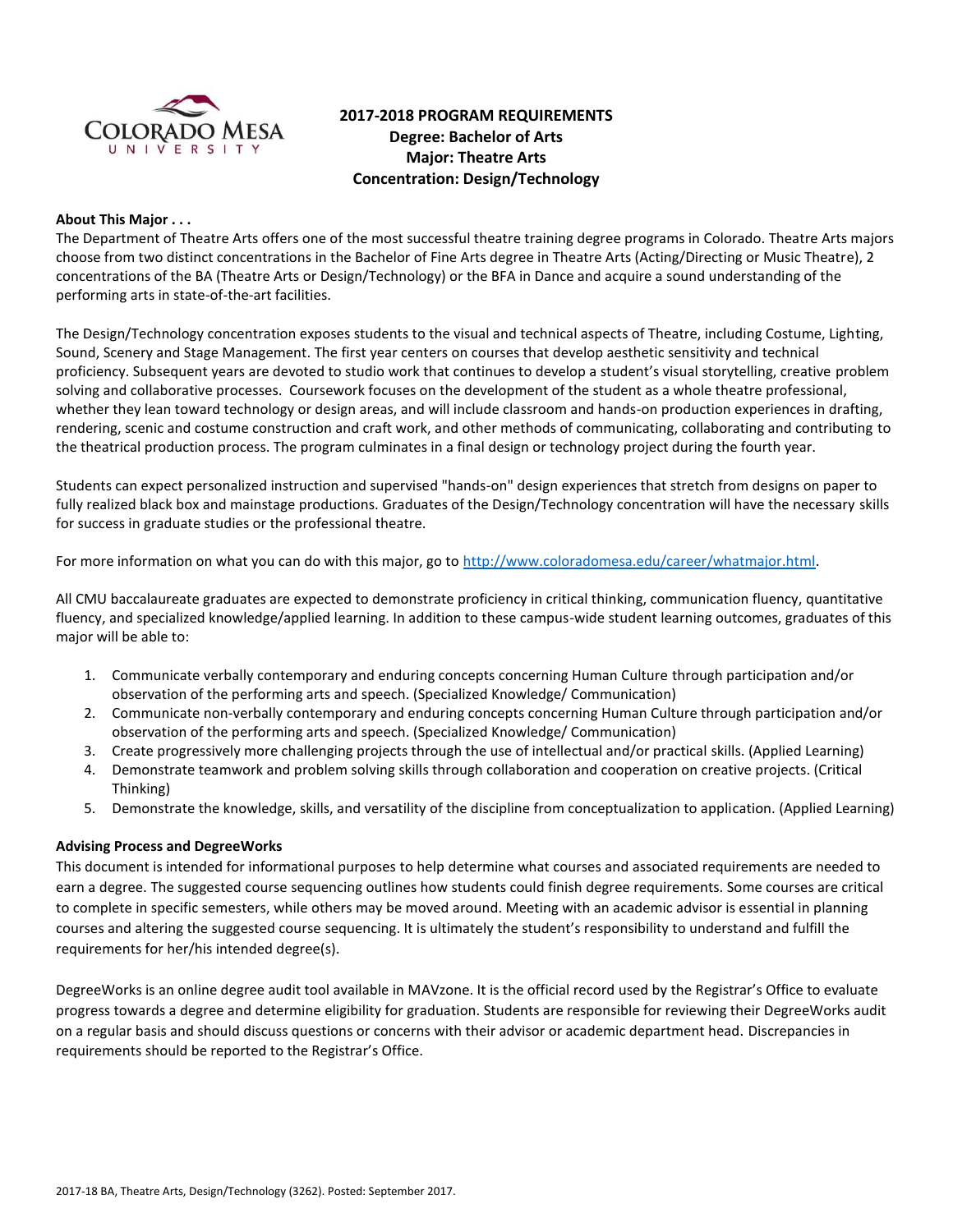# 2017-2018 PROGRAM REQUIREMENTS
## Degree: Bachelor of Arts
## Major: Theatre Arts
## Concentration: Design/Technology

**About This Major . . .**

The Department of Theatre Arts offers one of the most successful theatre training degree programs in Colorado. Theatre Arts majors choose from two distinct concentrations in the Bachelor of Fine Arts degree in Theatre Arts (Acting/Directing or Music Theatre), 2 concentrations of the BA (Theatre Arts or Design/Technology) or the BFA in Dance and acquire a sound understanding of the performing arts in state-of-the-art facilities.

The Design/Technology concentration exposes students to the visual and technical aspects of Theatre, including Costume, Lighting, Sound, Scenery and Stage Management. The first year centers on courses that develop aesthetic sensitivity and technical proficiency. Subsequent years are devoted to studio work that continues to develop a student's visual storytelling, creative problem solving and collaborative processes. Coursework focuses on the development of the student as a whole theatre professional, whether they lean toward technology or design areas, and will include classroom and hands-on production experiences in drafting, rendering, scenic and costume construction and craft work, and other methods of communicating, collaborating and contributing to the theatrical production process. The program culminates in a final design or technology project during the fourth year.

Students can expect personalized instruction and supervised "hands-on" design experiences that stretch from designs on paper to fully realized black box and mainstage productions. Graduates of the Design/Technology concentration will have the necessary skills for success in graduate studies or the professional theatre.

For more information on what you can do with this major, go to http://www.coloradomesa.edu/career/whatmajor.html.

All CMU baccalaureate graduates are expected to demonstrate proficiency in critical thinking, communication fluency, quantitative fluency, and specialized knowledge/applied learning. In addition to these campus-wide student learning outcomes, graduates of this major will be able to:

1. Communicate verbally contemporary and enduring concepts concerning Human Culture through participation and/or observation of the performing arts and speech. (Specialized Knowledge/ Communication)
2. Communicate non-verbally contemporary and enduring concepts concerning Human Culture through participation and/or observation of the performing arts and speech. (Specialized Knowledge/ Communication)
3. Create progressively more challenging projects through the use of intellectual and/or practical skills. (Applied Learning)
4. Demonstrate teamwork and problem solving skills through collaboration and cooperation on creative projects. (Critical Thinking)
5. Demonstrate the knowledge, skills, and versatility of the discipline from conceptualization to application. (Applied Learning)

**Advising Process and DegreeWorks**

This document is intended for informational purposes to help determine what courses and associated requirements are needed to earn a degree. The suggested course sequencing outlines how students could finish degree requirements. Some courses are critical to complete in specific semesters, while others may be moved around. Meeting with an academic advisor is essential in planning courses and altering the suggested course sequencing. It is ultimately the student's responsibility to understand and fulfill the requirements for her/his intended degree(s).

DegreeWorks is an online degree audit tool available in MAVzone. It is the official record used by the Registrar's Office to evaluate progress towards a degree and determine eligibility for graduation. Students are responsible for reviewing their DegreeWorks audit on a regular basis and should discuss questions or concerns with their advisor or academic department head. Discrepancies in requirements should be reported to the Registrar's Office.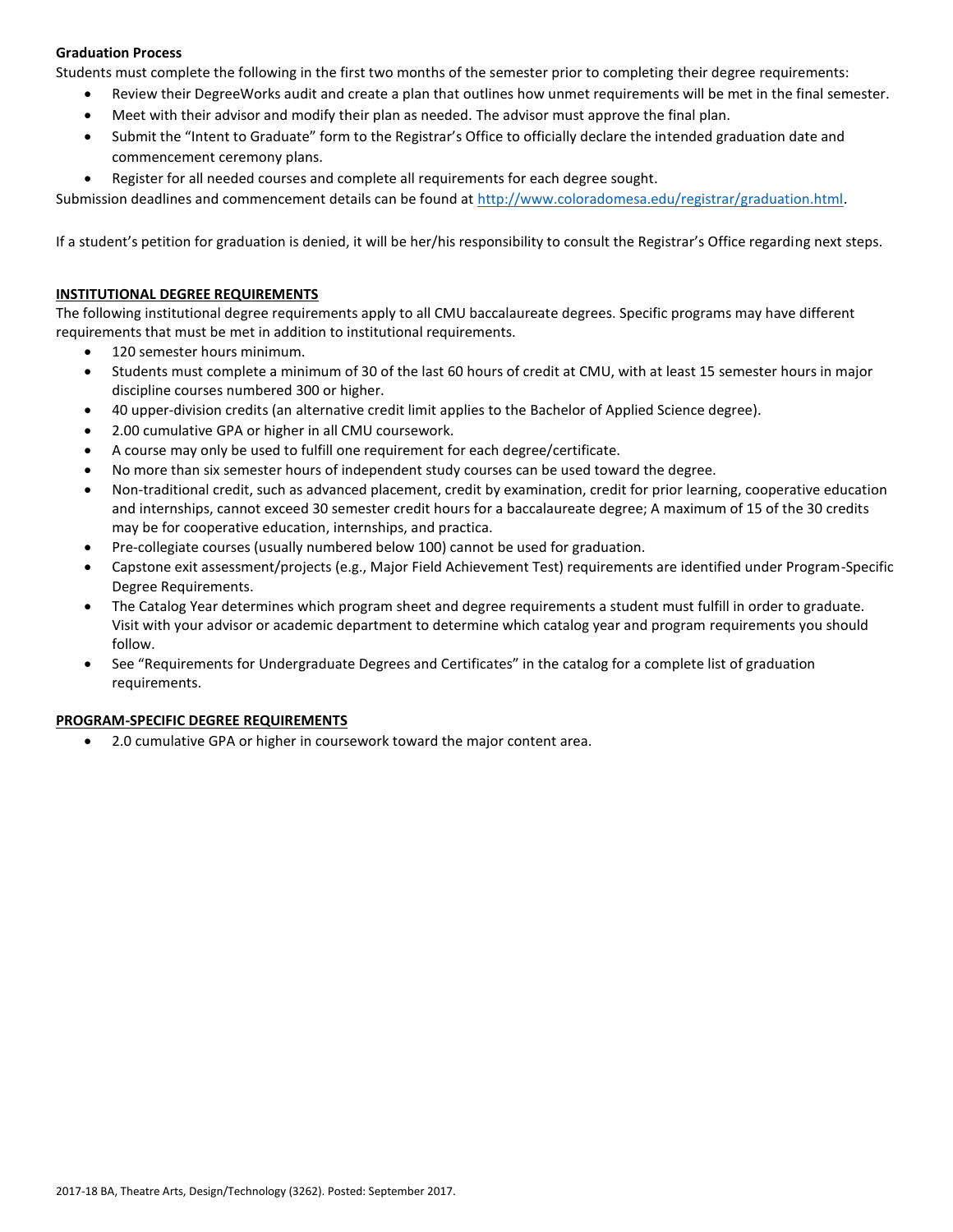**Graduation Process**

Students must complete the following in the first two months of the semester prior to completing their degree requirements:

- Review their DegreeWorks audit and create a plan that outlines how unmet requirements will be met in the final semester.
- Meet with their advisor and modify their plan as needed. The advisor must approve the final plan.
- Submit the "Intent to Graduate" form to the Registrar's Office to officially declare the intended graduation date and commencement ceremony plans.
- Register for all needed courses and complete all requirements for each degree sought.

Submission deadlines and commencement details can be found at http://www.coloradomesa.edu/registrar/graduation.html.

If a student's petition for graduation is denied, it will be her/his responsibility to consult the Registrar's Office regarding next steps.

## INSTITUTIONAL DEGREE REQUIREMENTS

The following institutional degree requirements apply to all CMU baccalaureate degrees. Specific programs may have different requirements that must be met in addition to institutional requirements.

- 120 semester hours minimum.
- Students must complete a minimum of 30 of the last 60 hours of credit at CMU, with at least 15 semester hours in major discipline courses numbered 300 or higher.
- 40 upper-division credits (an alternative credit limit applies to the Bachelor of Applied Science degree).
- 2.00 cumulative GPA or higher in all CMU coursework.
- A course may only be used to fulfill one requirement for each degree/certificate.
- No more than six semester hours of independent study courses can be used toward the degree.
- Non-traditional credit, such as advanced placement, credit by examination, credit for prior learning, cooperative education and internships, cannot exceed 30 semester credit hours for a baccalaureate degree; A maximum of 15 of the 30 credits may be for cooperative education, internships, and practica.
- Pre-collegiate courses (usually numbered below 100) cannot be used for graduation.
- Capstone exit assessment/projects (e.g., Major Field Achievement Test) requirements are identified under Program-Specific Degree Requirements.
- The Catalog Year determines which program sheet and degree requirements a student must fulfill in order to graduate. Visit with your advisor or academic department to determine which catalog year and program requirements you should follow.
- See "Requirements for Undergraduate Degrees and Certificates" in the catalog for a complete list of graduation requirements.

## PROGRAM-SPECIFIC DEGREE REQUIREMENTS

- 2.0 cumulative GPA or higher in coursework toward the major content area.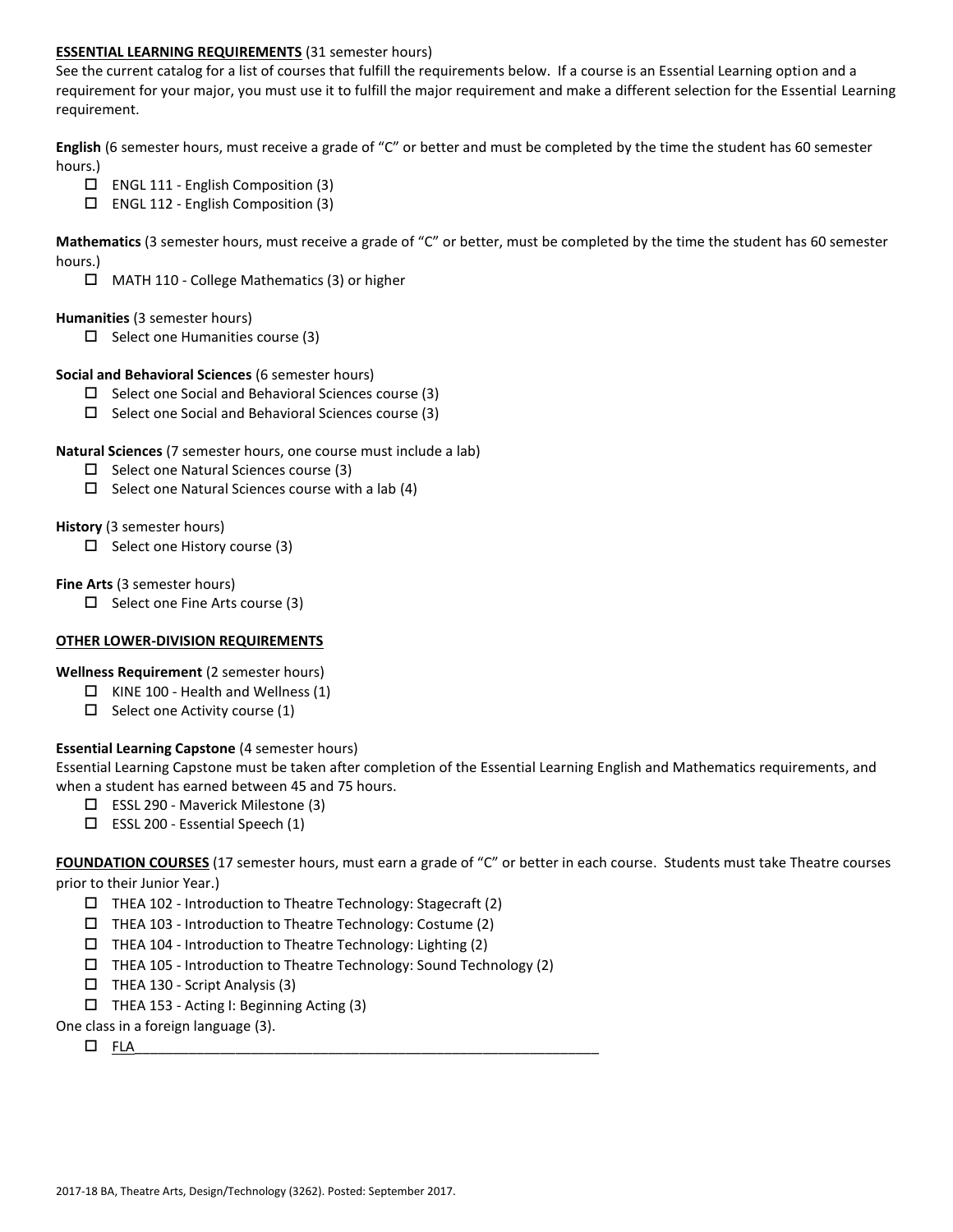**ESSENTIAL LEARNING REQUIREMENTS** (31 semester hours)

See the current catalog for a list of courses that fulfill the requirements below. If a course is an Essential Learning option and a requirement for your major, you must use it to fulfill the major requirement and make a different selection for the Essential Learning requirement.

**English** (6 semester hours, must receive a grade of "C" or better and must be completed by the time the student has 60 semester hours.)

- ☐ ENGL 111 - English Composition (3)
- ☐ ENGL 112 - English Composition (3)

**Mathematics** (3 semester hours, must receive a grade of "C" or better, must be completed by the time the student has 60 semester hours.)

- ☐ MATH 110 - College Mathematics (3) or higher

**Humanities** (3 semester hours)

- ☐ Select one Humanities course (3)

**Social and Behavioral Sciences** (6 semester hours)

- ☐ Select one Social and Behavioral Sciences course (3)
- ☐ Select one Social and Behavioral Sciences course (3)

**Natural Sciences** (7 semester hours, one course must include a lab)

- ☐ Select one Natural Sciences course (3)
- ☐ Select one Natural Sciences course with a lab (4)

**History** (3 semester hours)

- ☐ Select one History course (3)

**Fine Arts** (3 semester hours)

- ☐ Select one Fine Arts course (3)

**OTHER LOWER-DIVISION REQUIREMENTS**

**Wellness Requirement** (2 semester hours)

- ☐ KINE 100 - Health and Wellness (1)
- ☐ Select one Activity course (1)

**Essential Learning Capstone** (4 semester hours)

Essential Learning Capstone must be taken after completion of the Essential Learning English and Mathematics requirements, and when a student has earned between 45 and 75 hours.

- ☐ ESSL 290 - Maverick Milestone (3)
- ☐ ESSL 200 - Essential Speech (1)

**FOUNDATION COURSES** (17 semester hours, must earn a grade of "C" or better in each course. Students must take Theatre courses prior to their Junior Year.)

- ☐ THEA 102 - Introduction to Theatre Technology: Stagecraft (2)
- ☐ THEA 103 - Introduction to Theatre Technology: Costume (2)
- ☐ THEA 104 - Introduction to Theatre Technology: Lighting (2)
- ☐ THEA 105 - Introduction to Theatre Technology: Sound Technology (2)
- ☐ THEA 130 - Script Analysis (3)
- ☐ THEA 153 - Acting I: Beginning Acting (3)

One class in a foreign language (3).

- ☐ FLA______________________________________________________________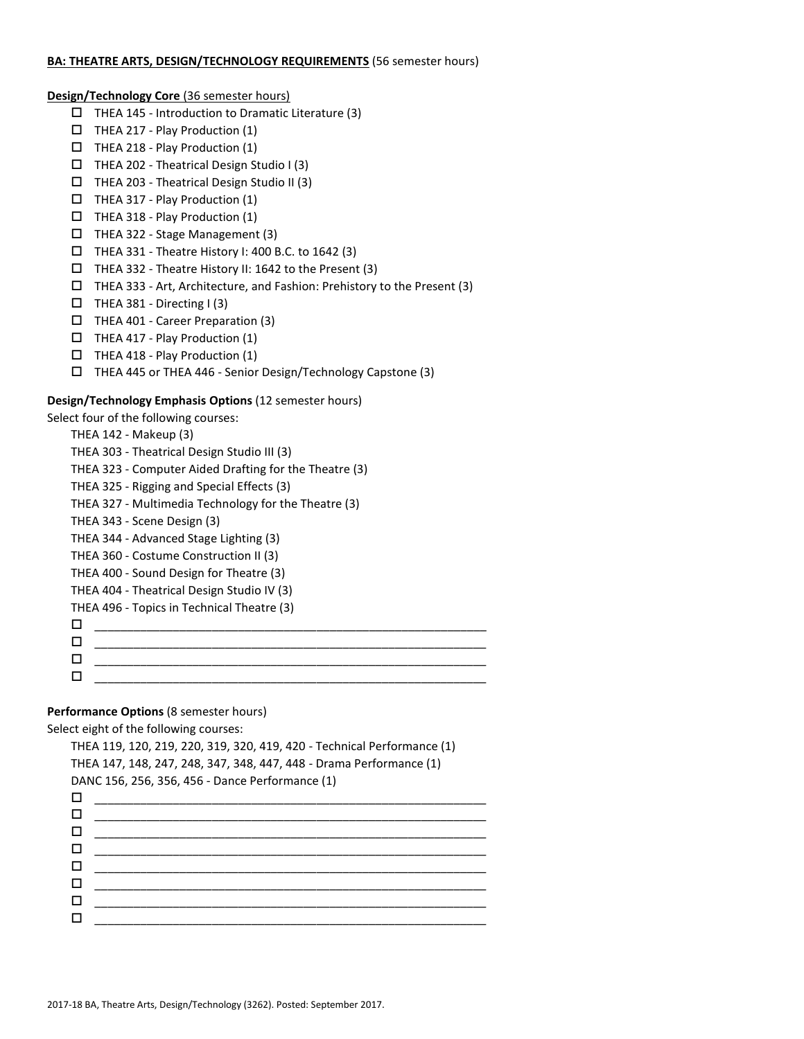**BA: THEATRE ARTS, DESIGN/TECHNOLOGY REQUIREMENTS** (56 semester hours)

**Design/Technology Core** (36 semester hours)

- ☐ THEA 145 - Introduction to Dramatic Literature (3)
- ☐ THEA 217 - Play Production (1)
- ☐ THEA 218 - Play Production (1)
- ☐ THEA 202 - Theatrical Design Studio I (3)
- ☐ THEA 203 - Theatrical Design Studio II (3)
- ☐ THEA 317 - Play Production (1)
- ☐ THEA 318 - Play Production (1)
- ☐ THEA 322 - Stage Management (3)
- ☐ THEA 331 - Theatre History I: 400 B.C. to 1642 (3)
- ☐ THEA 332 - Theatre History II: 1642 to the Present (3)
- ☐ THEA 333 - Art, Architecture, and Fashion: Prehistory to the Present (3)
- ☐ THEA 381 - Directing I (3)
- ☐ THEA 401 - Career Preparation (3)
- ☐ THEA 417 - Play Production (1)
- ☐ THEA 418 - Play Production (1)
- ☐ THEA 445 or THEA 446 - Senior Design/Technology Capstone (3)

**Design/Technology Emphasis Options** (12 semester hours)

Select four of the following courses:

THEA 142 - Makeup (3)
THEA 303 - Theatrical Design Studio III (3)
THEA 323 - Computer Aided Drafting for the Theatre (3)
THEA 325 - Rigging and Special Effects (3)
THEA 327 - Multimedia Technology for the Theatre (3)
THEA 343 - Scene Design (3)
THEA 344 - Advanced Stage Lighting (3)
THEA 360 - Costume Construction II (3)
THEA 400 - Sound Design for Theatre (3)
THEA 404 - Theatrical Design Studio IV (3)
THEA 496 - Topics in Technical Theatre (3)

- ☐ ____________________________________________
- ☐ ____________________________________________
- ☐ ____________________________________________
- ☐ ____________________________________________

**Performance Options** (8 semester hours)

Select eight of the following courses:

THEA 119, 120, 219, 220, 319, 320, 419, 420 - Technical Performance (1)
THEA 147, 148, 247, 248, 347, 348, 447, 448 - Drama Performance (1)
DANC 156, 256, 356, 456 - Dance Performance (1)

- ☐ ____________________________________________
- ☐ ____________________________________________
- ☐ ____________________________________________
- ☐ ____________________________________________
- ☐ ____________________________________________
- ☐ ____________________________________________
- ☐ ____________________________________________
- ☐ ____________________________________________

2017-18 BA, Theatre Arts, Design/Technology (3262). Posted: September 2017.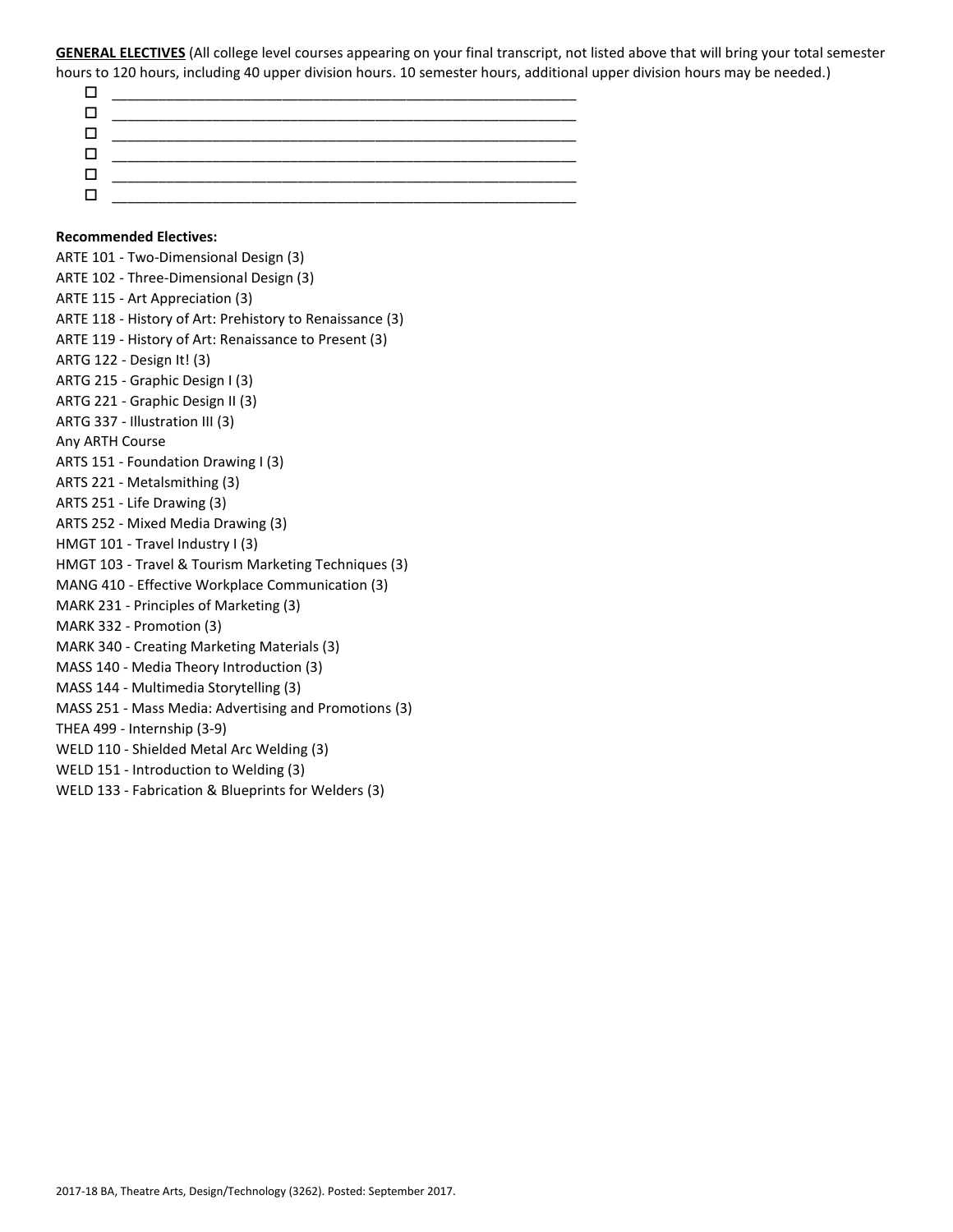**GENERAL ELECTIVES** (All college level courses appearing on your final transcript, not listed above that will bring your total semester hours to 120 hours, including 40 upper division hours. 10 semester hours, additional upper division hours may be needed.)

- ☐ ____________________________________________________________
- ☐ ____________________________________________________________
- ☐ ____________________________________________________________
- ☐ ____________________________________________________________
- ☐ ____________________________________________________________
- ☐ ____________________________________________________________

**Recommended Electives:**

ARTE 101 - Two-Dimensional Design (3)
ARTE 102 - Three-Dimensional Design (3)
ARTE 115 - Art Appreciation (3)
ARTE 118 - History of Art: Prehistory to Renaissance (3)
ARTE 119 - History of Art: Renaissance to Present (3)
ARTG 122 - Design It! (3)
ARTG 215 - Graphic Design I (3)
ARTG 221 - Graphic Design II (3)
ARTG 337 - Illustration III (3)
Any ARTH Course
ARTS 151 - Foundation Drawing I (3)
ARTS 221 - Metalsmithing (3)
ARTS 251 - Life Drawing (3)
ARTS 252 - Mixed Media Drawing (3)
HMGT 101 - Travel Industry I (3)
HMGT 103 - Travel & Tourism Marketing Techniques (3)
MANG 410 - Effective Workplace Communication (3)
MARK 231 - Principles of Marketing (3)
MARK 332 - Promotion (3)
MARK 340 - Creating Marketing Materials (3)
MASS 140 - Media Theory Introduction (3)
MASS 144 - Multimedia Storytelling (3)
MASS 251 - Mass Media: Advertising and Promotions (3)
THEA 499 - Internship (3-9)
WELD 110 - Shielded Metal Arc Welding (3)
WELD 151 - Introduction to Welding (3)
WELD 133 - Fabrication & Blueprints for Welders (3)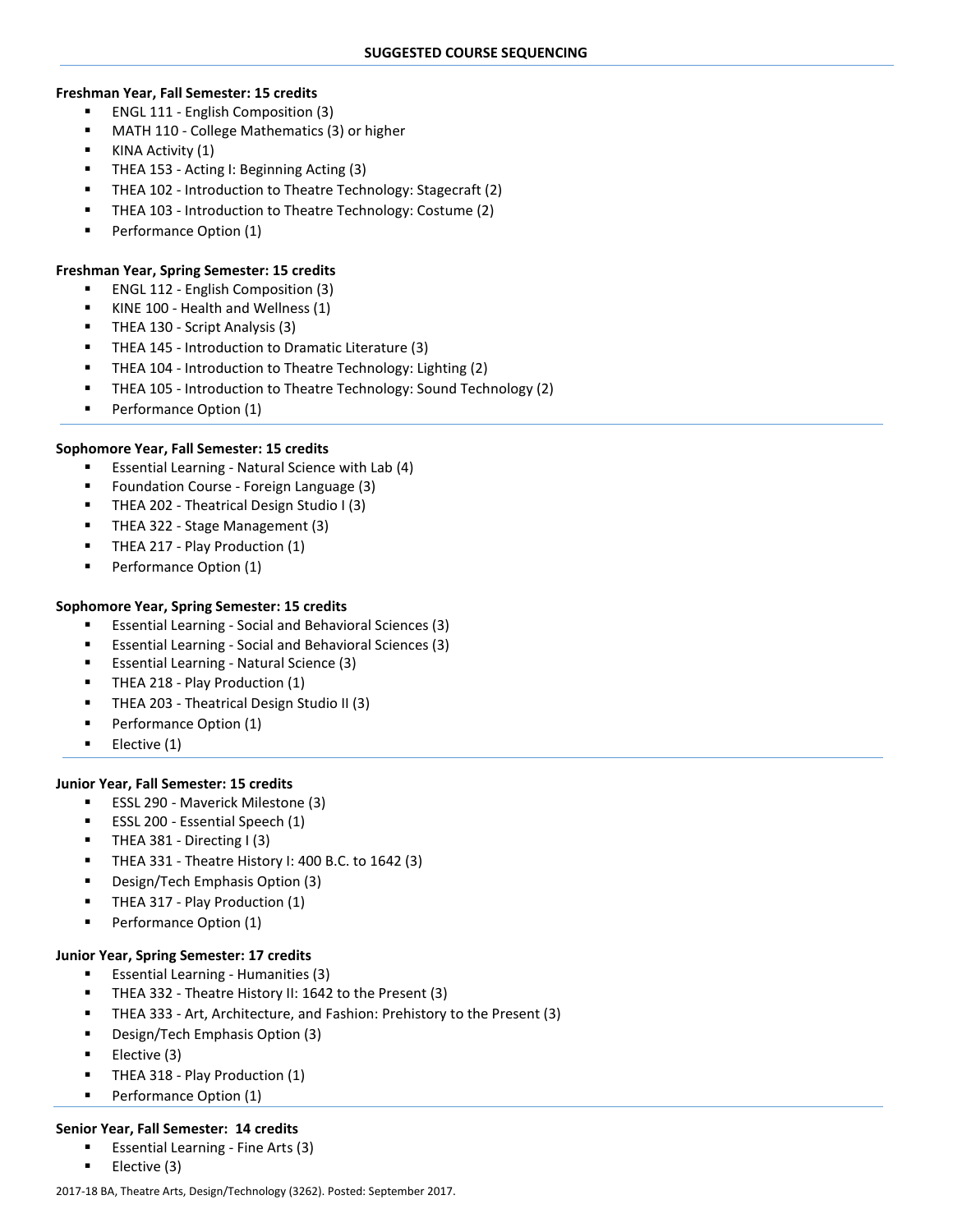## SUGGESTED COURSE SEQUENCING

**Freshman Year, Fall Semester: 15 credits**

- ENGL 111 - English Composition (3)
- MATH 110 - College Mathematics (3) or higher
- KINA Activity (1)
- THEA 153 - Acting I: Beginning Acting (3)
- THEA 102 - Introduction to Theatre Technology: Stagecraft (2)
- THEA 103 - Introduction to Theatre Technology: Costume (2)
- Performance Option (1)

**Freshman Year, Spring Semester: 15 credits**

- ENGL 112 - English Composition (3)
- KINE 100 - Health and Wellness (1)
- THEA 130 - Script Analysis (3)
- THEA 145 - Introduction to Dramatic Literature (3)
- THEA 104 - Introduction to Theatre Technology: Lighting (2)
- THEA 105 - Introduction to Theatre Technology: Sound Technology (2)
- Performance Option (1)

**Sophomore Year, Fall Semester: 15 credits**

- Essential Learning - Natural Science with Lab (4)
- Foundation Course - Foreign Language (3)
- THEA 202 - Theatrical Design Studio I (3)
- THEA 322 - Stage Management (3)
- THEA 217 - Play Production (1)
- Performance Option (1)

**Sophomore Year, Spring Semester: 15 credits**

- Essential Learning - Social and Behavioral Sciences (3)
- Essential Learning - Social and Behavioral Sciences (3)
- Essential Learning - Natural Science (3)
- THEA 218 - Play Production (1)
- THEA 203 - Theatrical Design Studio II (3)
- Performance Option (1)
- Elective (1)

**Junior Year, Fall Semester: 15 credits**

- ESSL 290 - Maverick Milestone (3)
- ESSL 200 - Essential Speech (1)
- THEA 381 - Directing I (3)
- THEA 331 - Theatre History I: 400 B.C. to 1642 (3)
- Design/Tech Emphasis Option (3)
- THEA 317 - Play Production (1)
- Performance Option (1)

**Junior Year, Spring Semester: 17 credits**

- Essential Learning - Humanities (3)
- THEA 332 - Theatre History II: 1642 to the Present (3)
- THEA 333 - Art, Architecture, and Fashion: Prehistory to the Present (3)
- Design/Tech Emphasis Option (3)
- Elective (3)
- THEA 318 - Play Production (1)
- Performance Option (1)

**Senior Year, Fall Semester: 14 credits**

- Essential Learning - Fine Arts (3)
- Elective (3)

2017-18 BA, Theatre Arts, Design/Technology (3262). Posted: September 2017.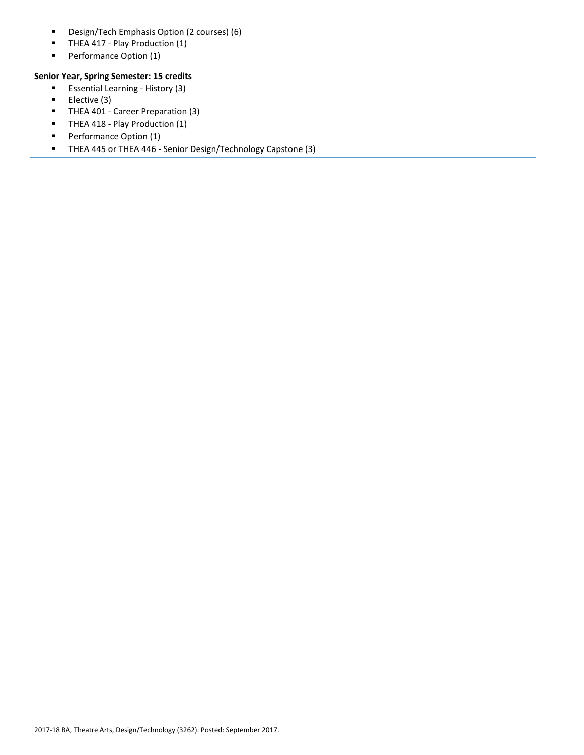- Design/Tech Emphasis Option (2 courses) (6)
- THEA 417 - Play Production (1)
- Performance Option (1)

**Senior Year, Spring Semester: 15 credits**

- Essential Learning - History (3)
- Elective (3)
- THEA 401 - Career Preparation (3)
- THEA 418 - Play Production (1)
- Performance Option (1)
- THEA 445 or THEA 446 - Senior Design/Technology Capstone (3)

2017-18 BA, Theatre Arts, Design/Technology (3262). Posted: September 2017.